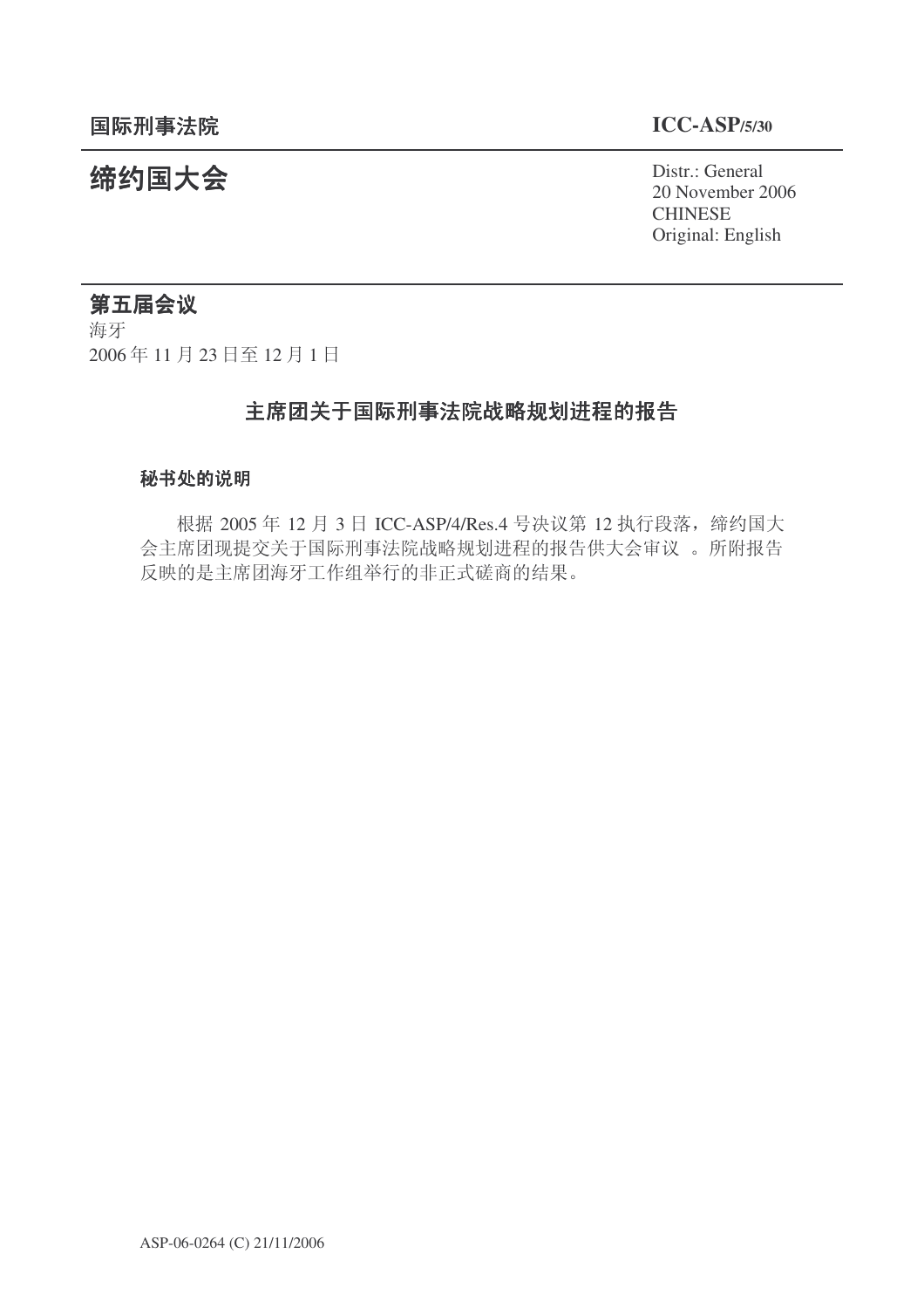**国际刑事法院** **ICC-ASP/5/30**

# 缔约国大会

Distr.: General
20 November 2006
CHINESE
Original: English

## 第五届会议

海牙
2006 年 11 月 23 日至 12 月 1 日

## 主席团关于国际刑事法院战略规划进程的报告

### 秘书处的说明

根据 2005 年 12 月 3 日 ICC-ASP/4/Res.4 号决议第 12 执行段落，缔约国大会主席团现提交关于国际刑事法院战略规划进程的报告供大会审议 。所附报告反映的是主席团海牙工作组举行的非正式磋商的结果。

ASP-06-0264 (C) 21/11/2006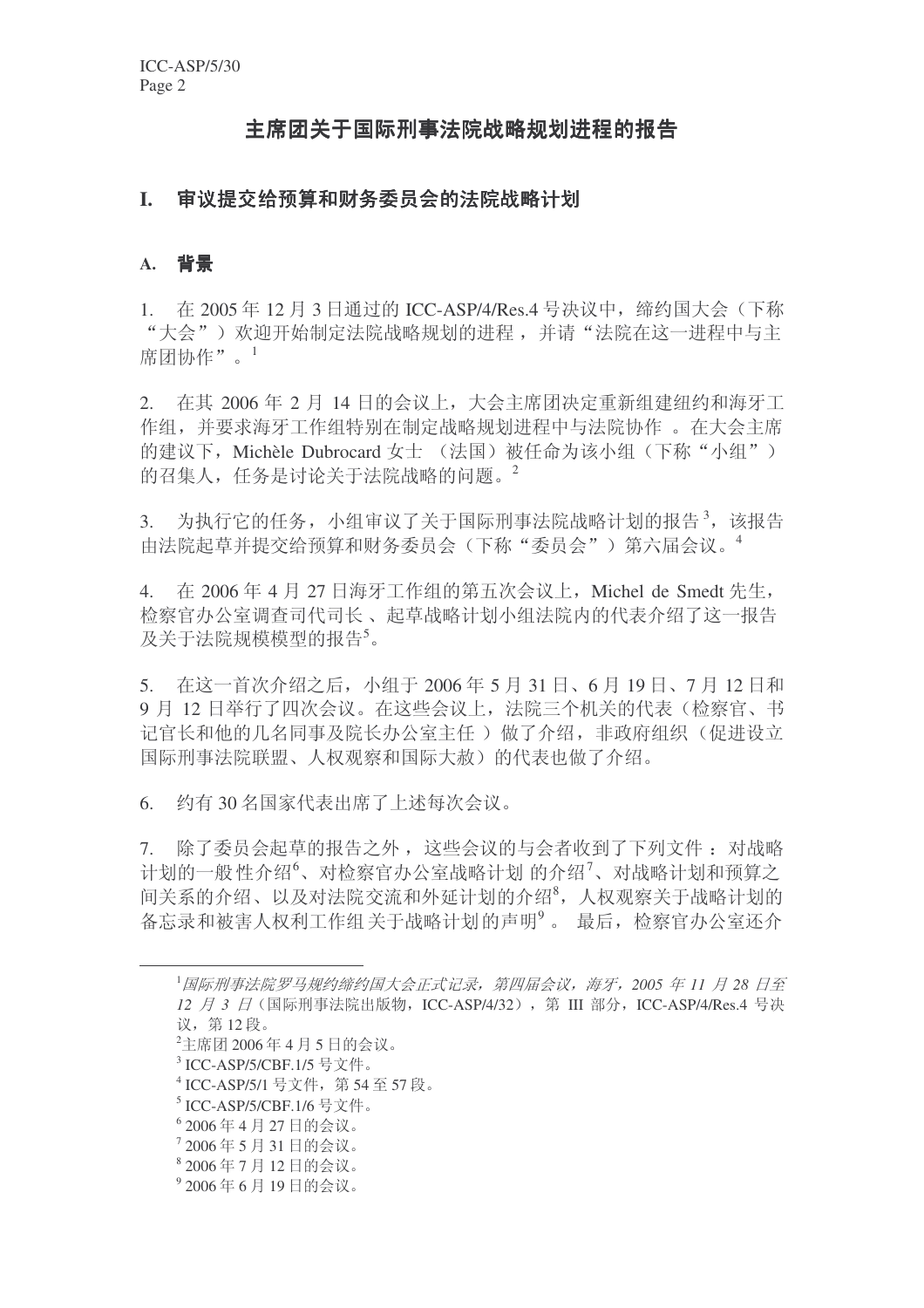# 主席团关于国际刑事法院战略规划进程的报告

## I. 审议提交给预算和财务委员会的法院战略计划

### A. 背景

1. 在 2005 年 12 月 3 日通过的 ICC-ASP/4/Res.4 号决议中，缔约国大会（下称“大会”）欢迎开始制定法院战略规划的进程，并请“法院在这一进程中与主席团协作”。[1]

2. 在其 2006 年 2 月 14 日的会议上，大会主席团决定重新组建纽约和海牙工作组，并要求海牙工作组特别在制定战略规划进程中与法院协作。在大会主席的建议下，Michèle Dubrocard 女士（法国）被任命为该小组（下称“小组”）的召集人，任务是讨论关于法院战略的问题。[2]

3. 为执行它的任务，小组审议了关于国际刑事法院战略计划的报告[3]，该报告由法院起草并提交给预算和财务委员会（下称“委员会”）第六届会议。[4]

4. 在 2006 年 4 月 27 日海牙工作组的第五次会议上，Michel de Smedt 先生，检察官办公室调查司代司长、起草战略计划小组法院内的代表介绍了这一报告及关于法院规模模型的报告[5]。

5. 在这一首次介绍之后，小组于 2006 年 5 月 31 日、6 月 19 日、7 月 12 日和 9 月 12 日举行了四次会议。在这些会议上，法院三个机关的代表（检察官、书记官长和他的几名同事及院长办公室主任）做了介绍，非政府组织（促进设立国际刑事法院联盟、人权观察和国际大赦）的代表也做了介绍。

6. 约有 30 名国家代表出席了上述每次会议。

7. 除了委员会起草的报告之外，这些会议的与会者收到了下列文件：对战略计划的一般性介绍[6]、对检察官办公室战略计划的介绍[7]、对战略计划和预算之间关系的介绍、以及对法院交流和外延计划的介绍[8]，人权观察关于战略计划的备忘录和被害人权利工作组关于战略计划的声明[9]。最后，检察官办公室还介

---

[1] *国际刑事法院罗马规约缔约国大会正式记录，第四届会议，海牙，2005 年 11 月 28 日至 12 月 3 日*（国际刑事法院出版物，ICC-ASP/4/32），第 III 部分，ICC-ASP/4/Res.4 号决议，第 12 段。

[2] 主席团 2006 年 4 月 5 日的会议。

[3] ICC-ASP/5/CBF.1/5 号文件。

[4] ICC-ASP/5/1 号文件，第 54 至 57 段。

[5] ICC-ASP/5/CBF.1/6 号文件。

[6] 2006 年 4 月 27 日的会议。

[7] 2006 年 5 月 31 日的会议。

[8] 2006 年 7 月 12 日的会议。

[9] 2006 年 6 月 19 日的会议。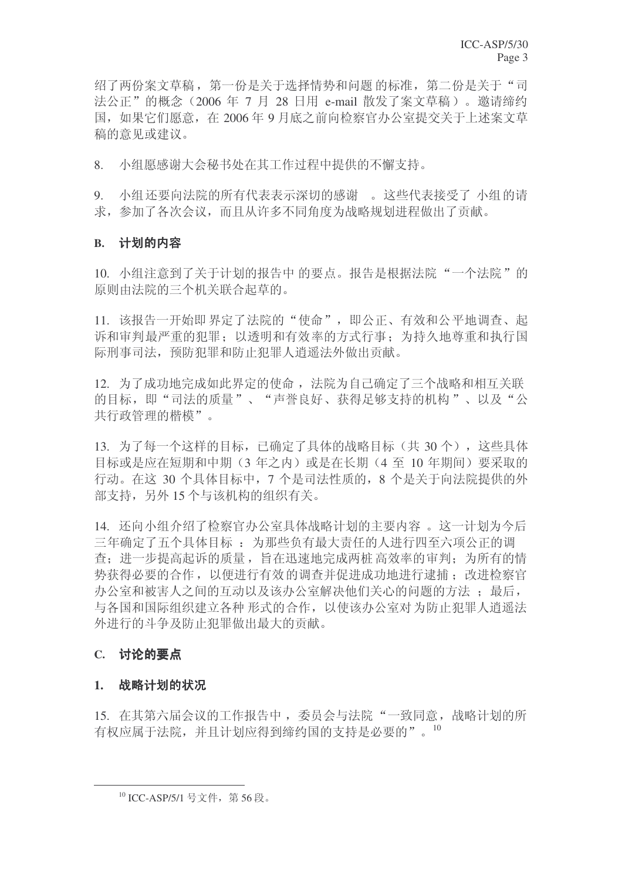绍了两份案文草稿，第一份是关于选择情势和问题 的标准，第二份是关于“司法公正”的概念（2006 年 7 月 28 日用 e-mail 散发了案文草稿）。邀请缔约国，如果它们愿意，在 2006 年 9 月底之前向检察官办公室提交关于上述案文草稿的意见或建议。

8. 小组愿感谢大会秘书处在其工作过程中提供的不懈支持。

9. 小组还要向法院的所有代表表示深切的感谢 。这些代表接受了 小组的请求，参加了各次会议，而且从许多不同角度为战略规划进程做出了贡献。

### B. 计划的内容

10. 小组注意到了关于计划的报告中 的要点。报告是根据法院“一个法院”的原则由法院的三个机关联合起草的。

11. 该报告一开始即 界定了法院的“使命”，即公正、有效和公平地调查、起诉和审判最严重的犯罪；以透明和有效率的方式行事；为持久地尊重和执行国际刑事司法，预防犯罪和防止犯罪人逍遥法外做出贡献。

12. 为了成功地完成如此界定的使命 ，法院为自己确定了三个战略和相互关联的目标，即“司法的质量”、“声誉良好、获得足够支持的机构”、以及“公共行政管理的楷模”。

13. 为了每一个这样的目标，已确定了具体的战略目标（共 30 个），这些具体目标或是应在短期和中期（3 年之内）或是在长期（4 至 10 年期间）要采取的行动。在这 30 个具体目标中，7 个是司法性质的，8 个是关于向法院提供的外部支持，另外 15 个与该机构的组织有关。

14. 还向小组介绍了检察官办公室具体战略计划的主要内容 。这一计划为今后三年确定了五个具体目标 ：为那些负有最大责任的人进行四至六项公正的调查；进一步提高起诉的质量，旨在迅速地完成两桩 高效率的审判；为所有的情势获得必要的合作，以便进行有效的调查并促进成功地进行逮捕；改进检察官办公室和被害人之间的互动以及该办公室解决他们关心的问题的方法 ；最后，与各国和国际组织建立各种 形式的合作，以使该办公室对 为防止犯罪人逍遥法外进行的斗争及防止犯罪做出最大的贡献。

### C. 讨论的要点

#### 1. 战略计划的状况

15. 在其第六届会议的工作报告中 ，委员会与法院“一致同意，战略计划的所有权应属于法院，并且计划应得到缔约国的支持是必要的”。[10]

---

[10] ICC-ASP/5/1 号文件，第 56 段。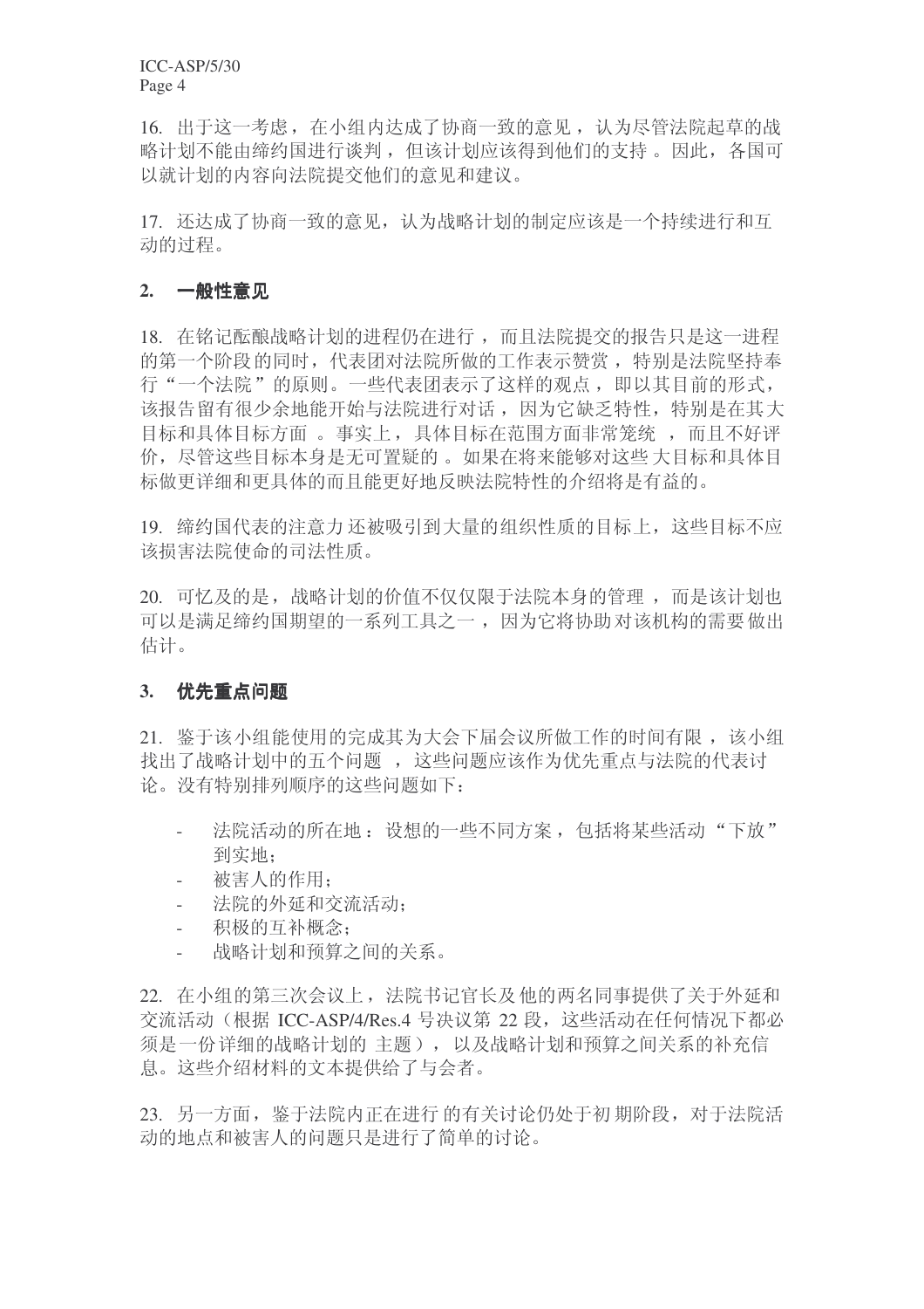16. 出于这一考虑，在小组内达成了协商一致的意见，认为尽管法院起草的战略计划不能由缔约国进行谈判，但该计划应该得到他们的支持。因此，各国可以就计划的内容向法院提交他们的意见和建议。

17. 还达成了协商一致的意见，认为战略计划的制定应该是一个持续进行和互动的过程。

## 2. 一般性意见

18. 在铭记酝酿战略计划的进程仍在进行，而且法院提交的报告只是这一进程的第一个阶段的同时，代表团对法院所做的工作表示赞赏，特别是法院坚持奉行"一个法院"的原则。一些代表团表示了这样的观点，即以其目前的形式，该报告留有很少余地能开始与法院进行对话，因为它缺乏特性，特别是在其大目标和具体目标方面。事实上，具体目标在范围方面非常笼统，而且不好评价，尽管这些目标本身是无可置疑的。如果在将来能够对这些大目标和具体目标做更详细和更具体的而且能更好地反映法院特性的介绍将是有益的。

19. 缔约国代表的注意力还被吸引到大量的组织性质的目标上，这些目标不应该损害法院使命的司法性质。

20. 可忆及的是，战略计划的价值不仅仅限于法院本身的管理，而是该计划也可以是满足缔约国期望的一系列工具之一，因为它将协助对该机构的需要做出估计。

## 3. 优先重点问题

21. 鉴于该小组能使用的完成其为大会下届会议所做工作的时间有限，该小组找出了战略计划中的五个问题，这些问题应该作为优先重点与法院的代表讨论。没有特别排列顺序的这些问题如下：

- 法院活动的所在地：设想的一些不同方案，包括将某些活动"下放"到实地；
- 被害人的作用；
- 法院的外延和交流活动；
- 积极的互补概念；
- 战略计划和预算之间的关系。

22. 在小组的第三次会议上，法院书记官长及他的两名同事提供了关于外延和交流活动（根据 ICC-ASP/4/Res.4 号决议第 22 段，这些活动在任何情况下都必须是一份详细的战略计划的主题），以及战略计划和预算之间关系的补充信息。这些介绍材料的文本提供给了与会者。

23. 另一方面，鉴于法院内正在进行的有关讨论仍处于初期阶段，对于法院活动的地点和被害人的问题只是进行了简单的讨论。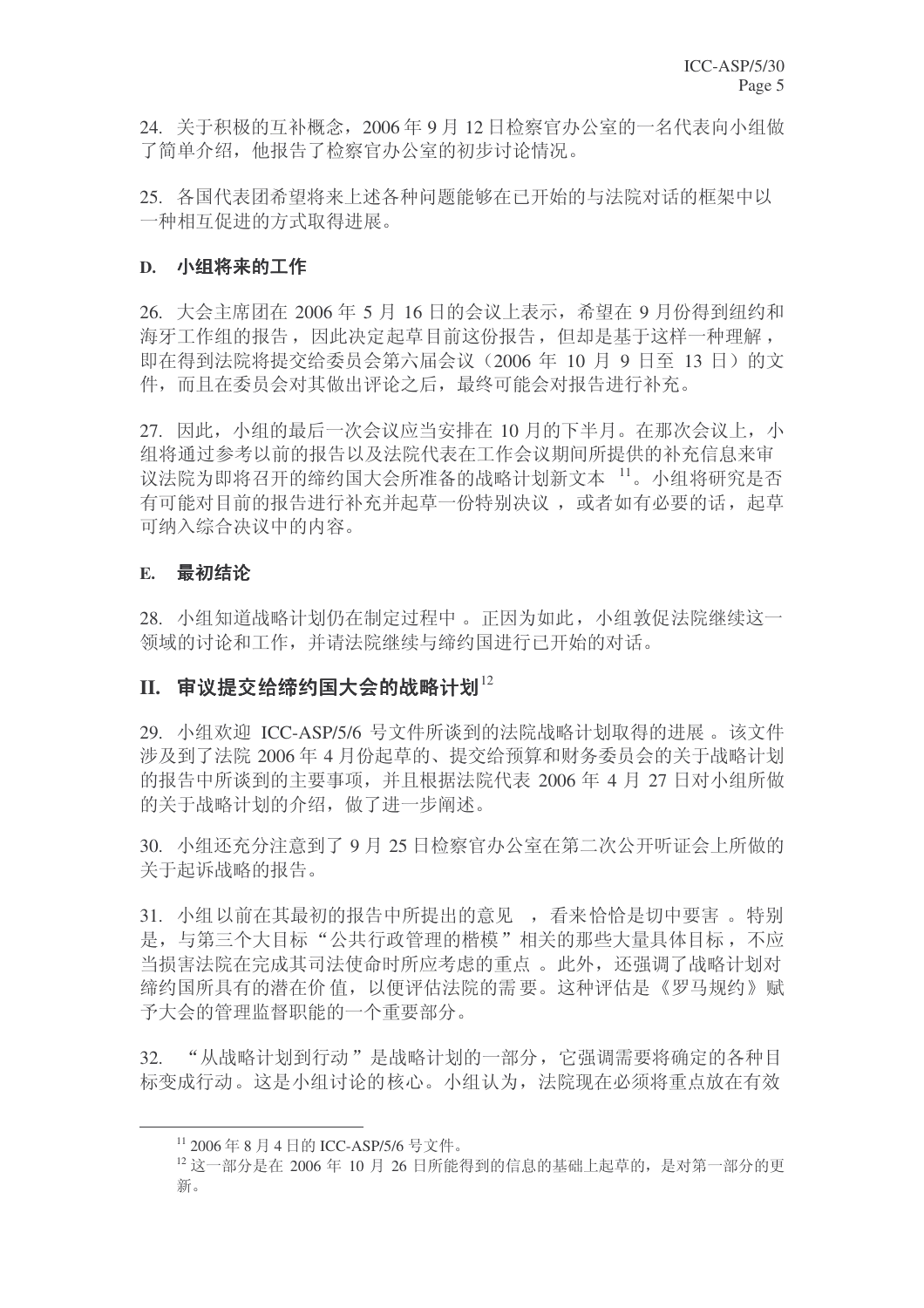24. 关于积极的互补概念，2006 年 9 月 12 日检察官办公室的一名代表向小组做了简单介绍，他报告了检察官办公室的初步讨论情况。

25. 各国代表团希望将来上述各种问题能够在已开始的与法院对话的框架中以一种相互促进的方式取得进展。

### D. 小组将来的工作

26. 大会主席团在 2006 年 5 月 16 日的会议上表示，希望在 9 月份得到纽约和海牙工作组的报告，因此决定起草目前这份报告，但却是基于这样一种理解，即在得到法院将提交给委员会第六届会议（2006 年 10 月 9 日至 13 日）的文件，而且在委员会对其做出评论之后，最终可能会对报告进行补充。

27. 因此，小组的最后一次会议应当安排在 10 月的下半月。在那次会议上，小组将通过参考以前的报告以及法院代表在工作会议期间所提供的补充信息来审议法院为即将召开的缔约国大会所准备的战略计划新文本 [11]。小组将研究是否有可能对目前的报告进行补充并起草一份特别决议，或者如有必要的话，起草可纳入综合决议中的内容。

### E. 最初结论

28. 小组知道战略计划仍在制定过程中。正因为如此，小组敦促法院继续这一领域的讨论和工作，并请法院继续与缔约国进行已开始的对话。

## II. 审议提交给缔约国大会的战略计划[12]

29. 小组欢迎 ICC-ASP/5/6 号文件所谈到的法院战略计划取得的进展。该文件涉及到了法院 2006 年 4 月份起草的、提交给预算和财务委员会的关于战略计划的报告中所谈到的主要事项，并且根据法院代表 2006 年 4 月 27 日对小组所做的关于战略计划的介绍，做了进一步阐述。

30. 小组还充分注意到了 9 月 25 日检察官办公室在第二次公开听证会上所做的关于起诉战略的报告。

31. 小组以前在其最初的报告中所提出的意见，看来恰恰是切中要害。特别是，与第三个大目标“公共行政管理的楷模”相关的那些大量具体目标，不应当损害法院在完成其司法使命时所应考虑的重点。此外，还强调了战略计划对缔约国所具有的潜在价值，以便评估法院的需要。这种评估是《罗马规约》赋予大会的管理监督职能的一个重要部分。

32. “从战略计划到行动”是战略计划的一部分，它强调需要将确定的各种目标变成行动。这是小组讨论的核心。小组认为，法院现在必须将重点放在有效

---

[11] 2006 年 8 月 4 日的 ICC-ASP/5/6 号文件。

[12] 这一部分是在 2006 年 10 月 26 日所能得到的信息的基础上起草的，是对第一部分的更新。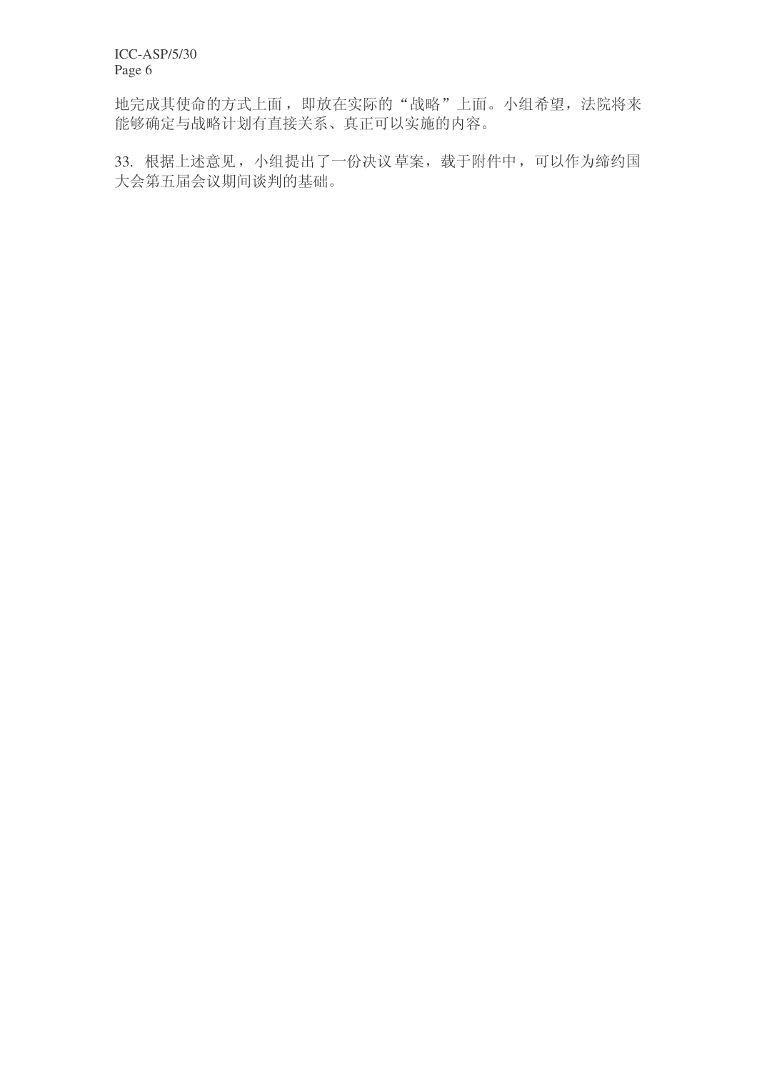地完成其使命的方式上面，即放在实际的“战略”上面。小组希望，法院将来能够确定与战略计划有直接关系、真正可以实施的内容。

33. 根据上述意见，小组提出了一份决议草案，载于附件中，可以作为缔约国大会第五届会议期间谈判的基础。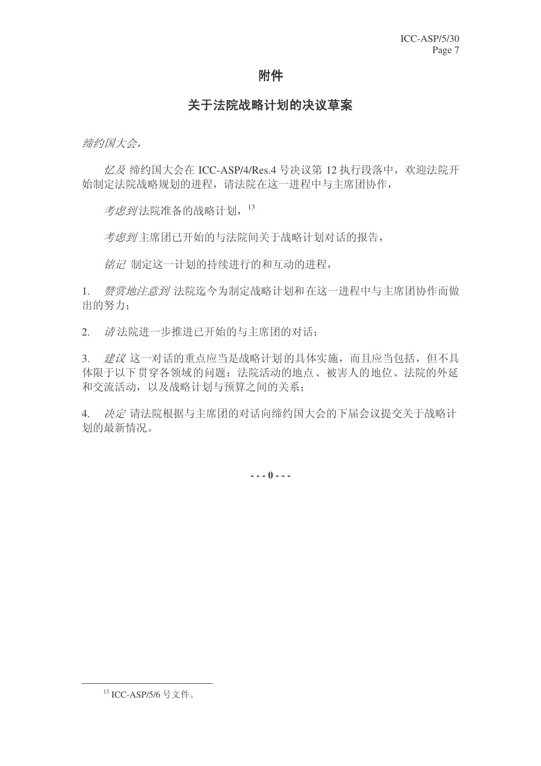# 附件

## 关于法院战略计划的决议草案

*缔约国大会，*

*忆及* 缔约国大会在 ICC-ASP/4/Res.4 号决议第 12 执行段落中，欢迎法院开始制定法院战略规划的进程，请法院在这一进程中与主席团协作，

*考虑到*法院准备的战略计划，[13]

*考虑到*主席团已开始的与法院间关于战略计划对话的报告，

*铭记* 制定这一计划的持续进行的和互动的进程，

1. *赞赏地注意到* 法院迄今为制定战略计划和在这一进程中与主席团协作而做出的努力；

2. *请*法院进一步推进已开始的与主席团的对话；

3. *建议* 这一对话的重点应当是战略计划的具体实施，而且应当包括，但不具体限于以下贯穿各领域的问题：法院活动的地点、被害人的地位、法院的外延和交流活动，以及战略计划与预算之间的关系；

4. *决定* 请法院根据与主席团的对话向缔约国大会的下届会议提交关于战略计划的最新情况。

**- - - 0 - - -**

---

[13] ICC-ASP/5/6 号文件。